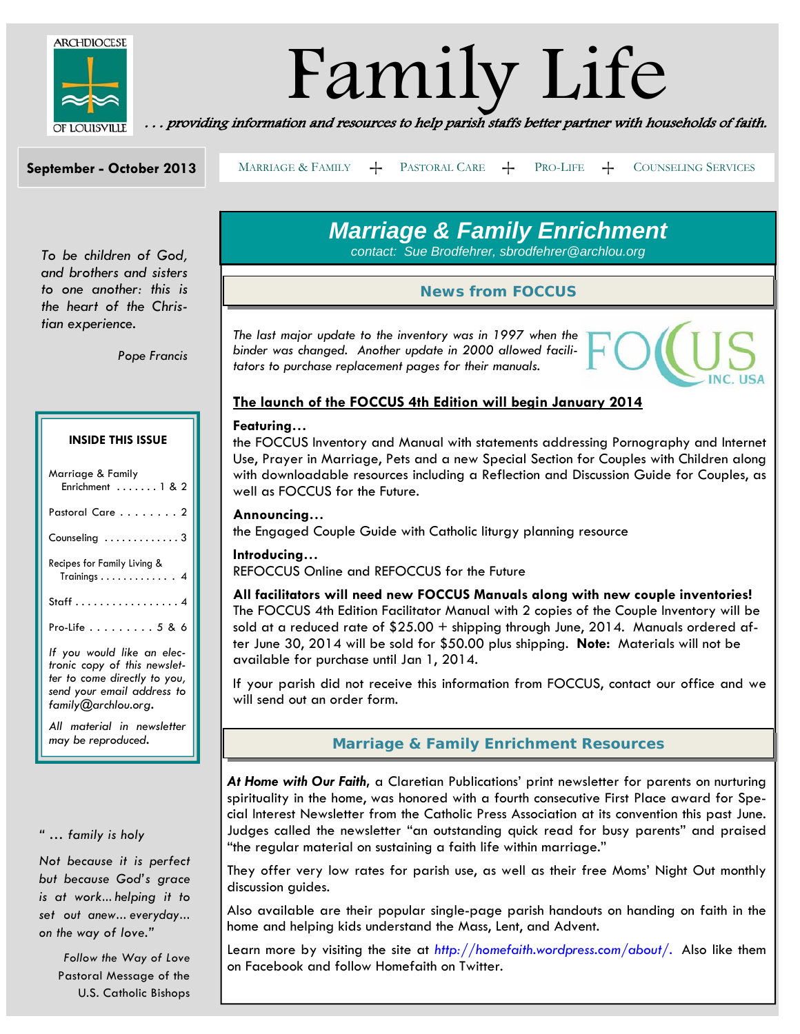ARCHDIOCESE OF LOUISVILLE

# Family Life

*. . . providing information and resources to help parish staffs better partner with households of faith.*

**September - October 2013**

MARRIAGE & FAMILY + PASTORAL CARE + PRO-LIFE + COUNSELING SERVICES

*To be children of God, and brothers and sisters to one another: this is the heart of the Christian experience.*

*Pope Francis*

**INSIDE THIS ISSUE**

Marriage & Family Enrichment . . . . . . . 1 & 2

Pastoral Care . . . . . . . . 2

Counseling . . . . . . . . . . . . 3

Recipes for Family Living & Trainings . . . . . . . . . . . . 4

Staff . . . . . . . . . . . . . . . . . 4

Pro-Life . . . . . . . . . 5 & 6

*If you would like an electronic copy of this newsletter to come directly to you, send your email address to family@archlou.org.*

*All material in newsletter may be reproduced.*

*" … family is holy*

*Not because it is perfect but because God's grace is at work… helping it to set out anew… everyday… on the way of love."*

*Follow the Way of Love*
Pastoral Message of the
U.S. Catholic Bishops

## Marriage & Family Enrichment

*contact: Sue Brodfehrer, sbrodfehrer@archlou.org*

### News from FOCCUS

*The last major update to the inventory was in 1997 when the binder was changed. Another update in 2000 allowed facilitators to purchase replacement pages for their manuals.*

FOCCUS INC. USA

**The launch of the FOCCUS 4th Edition will begin January 2014**

**Featuring…**
the FOCCUS Inventory and Manual with statements addressing Pornography and Internet Use, Prayer in Marriage, Pets and a new Special Section for Couples with Children along with downloadable resources including a Reflection and Discussion Guide for Couples, as well as FOCCUS for the Future.

**Announcing…**
the Engaged Couple Guide with Catholic liturgy planning resource

**Introducing…**
REFOCCUS Online and REFOCCUS for the Future

**All facilitators will need new FOCCUS Manuals along with new couple inventories!**
The FOCCUS 4th Edition Facilitator Manual with 2 copies of the Couple Inventory will be sold at a reduced rate of $25.00 + shipping through June, 2014. Manuals ordered after June 30, 2014 will be sold for $50.00 plus shipping. **Note:** Materials will not be available for purchase until Jan 1, 2014.

If your parish did not receive this information from FOCCUS, contact our office and we will send out an order form.

### Marriage & Family Enrichment Resources

***At Home with Our Faith***, a Claretian Publications' print newsletter for parents on nurturing spirituality in the home, was honored with a fourth consecutive First Place award for Special Interest Newsletter from the Catholic Press Association at its convention this past June. Judges called the newsletter "an outstanding quick read for busy parents" and praised "the regular material on sustaining a faith life within marriage."

They offer very low rates for parish use, as well as their free Moms' Night Out monthly discussion guides.

Also available are their popular single-page parish handouts on handing on faith in the home and helping kids understand the Mass, Lent, and Advent.

Learn more by visiting the site at *http://homefaith.wordpress.com/about/*. Also like them on Facebook and follow Homefaith on Twitter.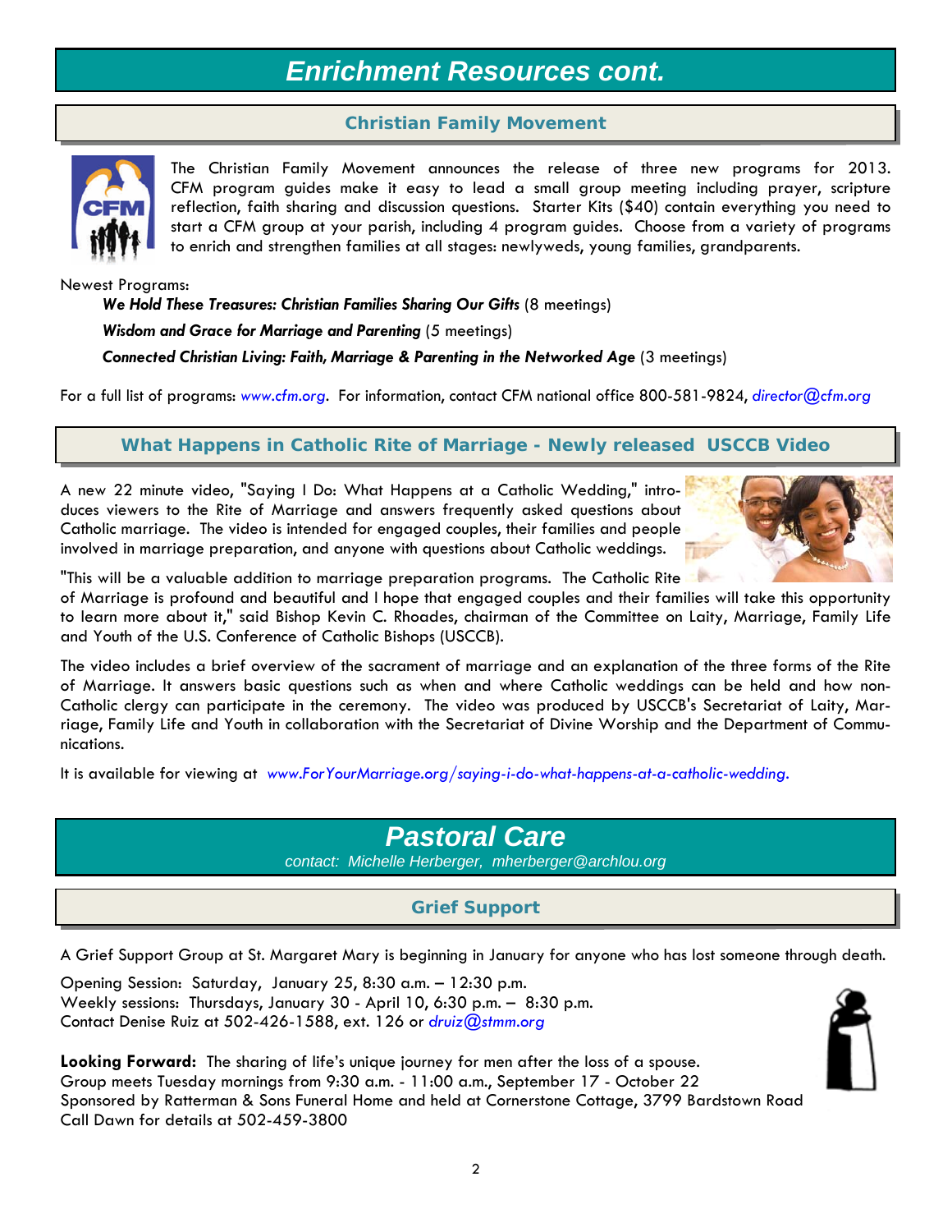# Enrichment Resources cont.

## Christian Family Movement

The Christian Family Movement announces the release of three new programs for 2013. CFM program guides make it easy to lead a small group meeting including prayer, scripture reflection, faith sharing and discussion questions. Starter Kits ($40) contain everything you need to start a CFM group at your parish, including 4 program guides. Choose from a variety of programs to enrich and strengthen families at all stages: newlyweds, young families, grandparents.

Newest Programs:

- ***We Hold These Treasures: Christian Families Sharing Our Gifts*** (8 meetings)
- ***Wisdom and Grace for Marriage and Parenting*** (5 meetings)
- ***Connected Christian Living: Faith, Marriage & Parenting in the Networked Age*** (3 meetings)

For a full list of programs: *www.cfm.org*. For information, contact CFM national office 800-581-9824, *director@cfm.org*

## What Happens in Catholic Rite of Marriage - Newly released USCCB Video

A new 22 minute video, "Saying I Do: What Happens at a Catholic Wedding," introduces viewers to the Rite of Marriage and answers frequently asked questions about Catholic marriage. The video is intended for engaged couples, their families and people involved in marriage preparation, and anyone with questions about Catholic weddings.

"This will be a valuable addition to marriage preparation programs. The Catholic Rite of Marriage is profound and beautiful and I hope that engaged couples and their families will take this opportunity to learn more about it," said Bishop Kevin C. Rhoades, chairman of the Committee on Laity, Marriage, Family Life and Youth of the U.S. Conference of Catholic Bishops (USCCB).

The video includes a brief overview of the sacrament of marriage and an explanation of the three forms of the Rite of Marriage. It answers basic questions such as when and where Catholic weddings can be held and how non-Catholic clergy can participate in the ceremony. The video was produced by USCCB's Secretariat of Laity, Marriage, Family Life and Youth in collaboration with the Secretariat of Divine Worship and the Department of Communications.

It is available for viewing at *www.ForYourMarriage.org/saying-i-do-what-happens-at-a-catholic-wedding.*

# Pastoral Care

*contact: Michelle Herberger, mherberger@archlou.org*

## Grief Support

A Grief Support Group at St. Margaret Mary is beginning in January for anyone who has lost someone through death.

Opening Session: Saturday, January 25, 8:30 a.m. – 12:30 p.m.
Weekly sessions: Thursdays, January 30 - April 10, 6:30 p.m. – 8:30 p.m.
Contact Denise Ruiz at 502-426-1588, ext. 126 or *druiz@stmm.org*

**Looking Forward:** The sharing of life's unique journey for men after the loss of a spouse.
Group meets Tuesday mornings from 9:30 a.m. - 11:00 a.m., September 17 - October 22
Sponsored by Ratterman & Sons Funeral Home and held at Cornerstone Cottage, 3799 Bardstown Road
Call Dawn for details at 502-459-3800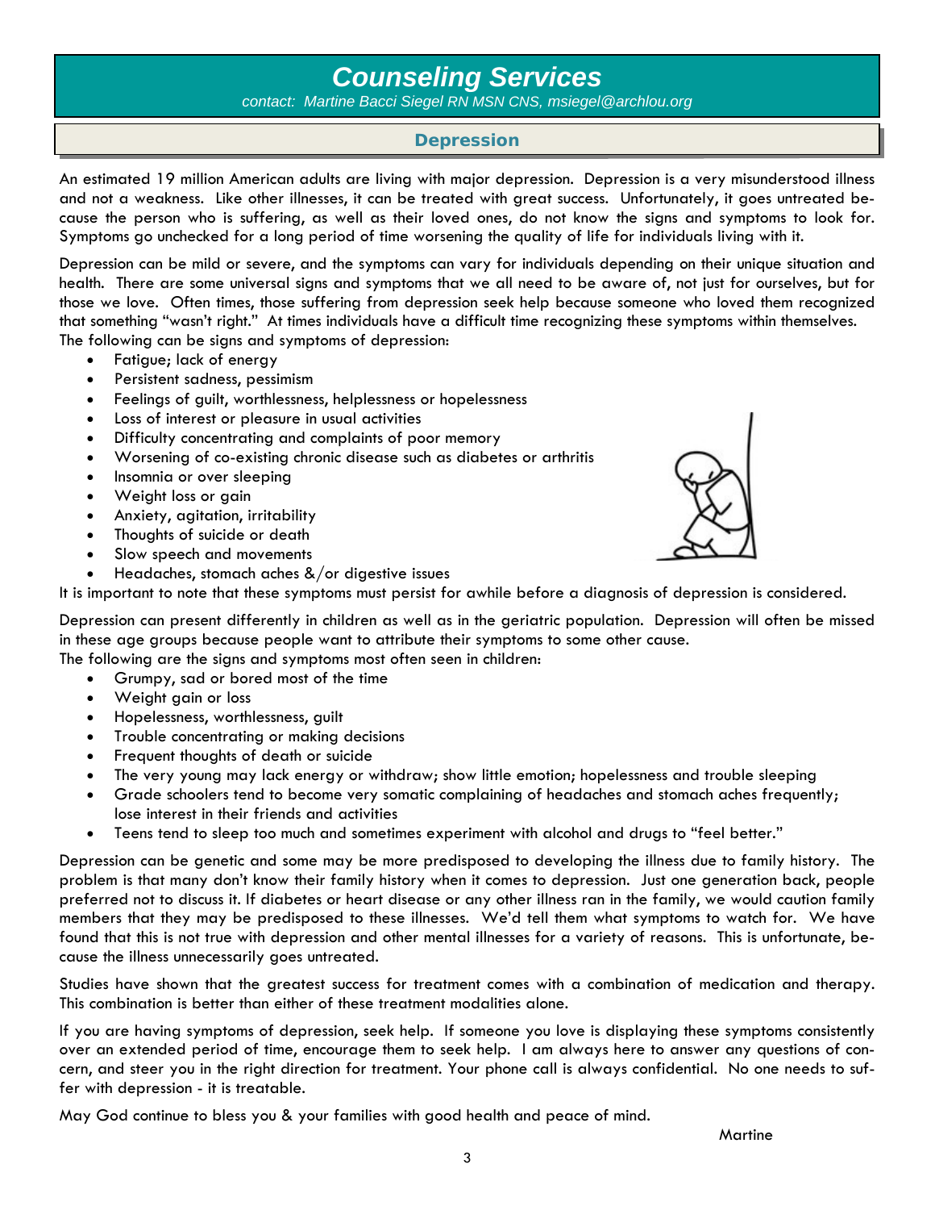# Counseling Services

*contact: Martine Bacci Siegel RN MSN CNS, msiegel@archlou.org*

## Depression

An estimated 19 million American adults are living with major depression. Depression is a very misunderstood illness and not a weakness. Like other illnesses, it can be treated with great success. Unfortunately, it goes untreated because the person who is suffering, as well as their loved ones, do not know the signs and symptoms to look for. Symptoms go unchecked for a long period of time worsening the quality of life for individuals living with it.

Depression can be mild or severe, and the symptoms can vary for individuals depending on their unique situation and health. There are some universal signs and symptoms that we all need to be aware of, not just for ourselves, but for those we love. Often times, those suffering from depression seek help because someone who loved them recognized that something "wasn't right." At times individuals have a difficult time recognizing these symptoms within themselves. The following can be signs and symptoms of depression:

- Fatigue; lack of energy
- Persistent sadness, pessimism
- Feelings of guilt, worthlessness, helplessness or hopelessness
- Loss of interest or pleasure in usual activities
- Difficulty concentrating and complaints of poor memory
- Worsening of co-existing chronic disease such as diabetes or arthritis
- Insomnia or over sleeping
- Weight loss or gain
- Anxiety, agitation, irritability
- Thoughts of suicide or death
- Slow speech and movements
- Headaches, stomach aches &/or digestive issues

It is important to note that these symptoms must persist for awhile before a diagnosis of depression is considered.

Depression can present differently in children as well as in the geriatric population. Depression will often be missed in these age groups because people want to attribute their symptoms to some other cause. The following are the signs and symptoms most often seen in children:

- Grumpy, sad or bored most of the time
- Weight gain or loss
- Hopelessness, worthlessness, guilt
- Trouble concentrating or making decisions
- Frequent thoughts of death or suicide
- The very young may lack energy or withdraw; show little emotion; hopelessness and trouble sleeping
- Grade schoolers tend to become very somatic complaining of headaches and stomach aches frequently; lose interest in their friends and activities
- Teens tend to sleep too much and sometimes experiment with alcohol and drugs to "feel better."

Depression can be genetic and some may be more predisposed to developing the illness due to family history. The problem is that many don't know their family history when it comes to depression. Just one generation back, people preferred not to discuss it. If diabetes or heart disease or any other illness ran in the family, we would caution family members that they may be predisposed to these illnesses. We'd tell them what symptoms to watch for. We have found that this is not true with depression and other mental illnesses for a variety of reasons. This is unfortunate, because the illness unnecessarily goes untreated.

Studies have shown that the greatest success for treatment comes with a combination of medication and therapy. This combination is better than either of these treatment modalities alone.

If you are having symptoms of depression, seek help. If someone you love is displaying these symptoms consistently over an extended period of time, encourage them to seek help. I am always here to answer any questions of concern, and steer you in the right direction for treatment. Your phone call is always confidential. No one needs to suffer with depression - it is treatable.

May God continue to bless you & your families with good health and peace of mind.

Martine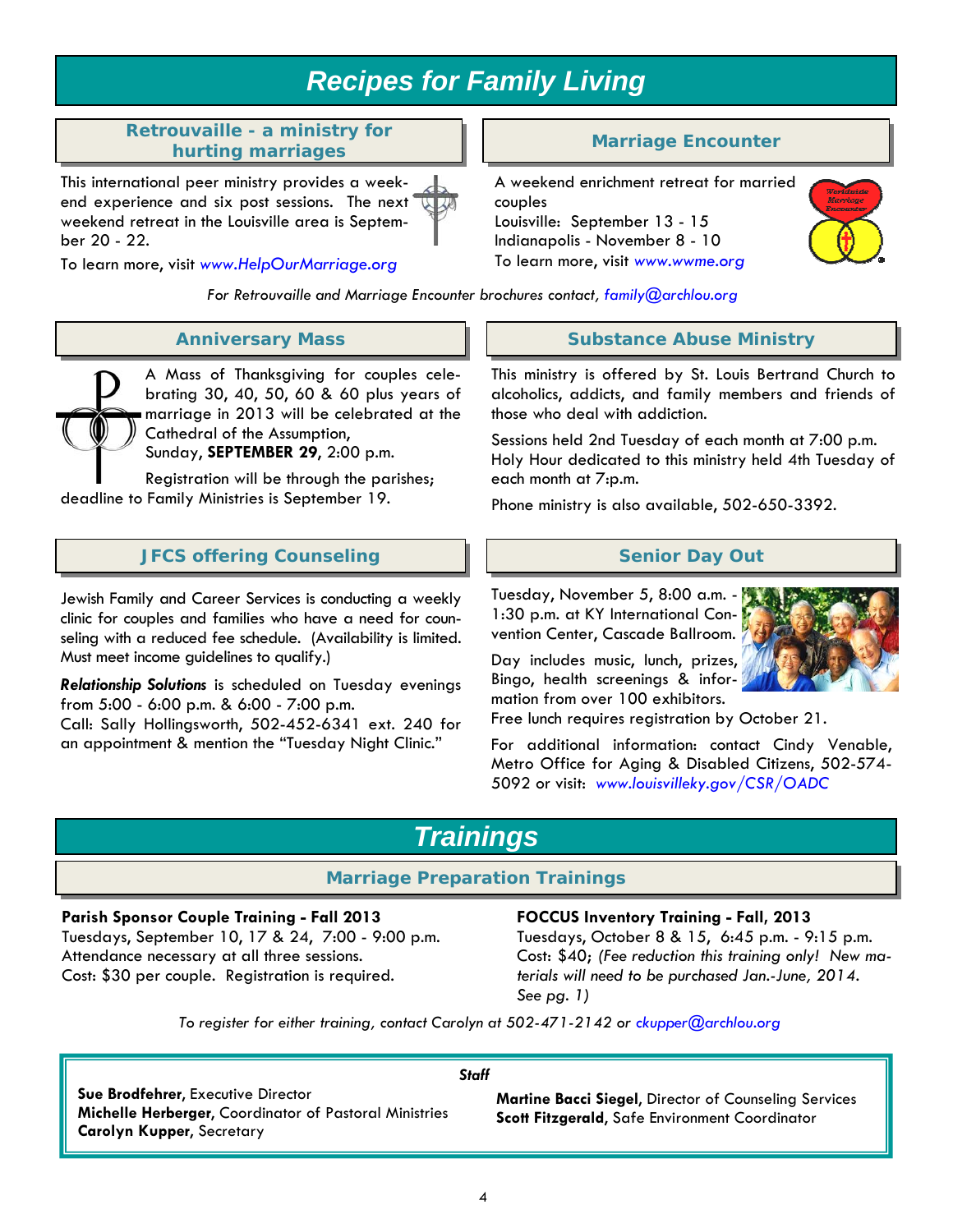# Recipes for Family Living

## Retrouvaille - a ministry for hurting marriages

This international peer ministry provides a weekend experience and six post sessions. The next weekend retreat in the Louisville area is September 20 - 22.

To learn more, visit *www.HelpOurMarriage.org*

## Marriage Encounter

A weekend enrichment retreat for married couples
Louisville: September 13 - 15
Indianapolis - November 8 - 10
To learn more, visit www.wwme.org

*For Retrouvaille and Marriage Encounter brochures contact, family@archlou.org*

## Anniversary Mass

A Mass of Thanksgiving for couples celebrating 30, 40, 50, 60 & 60 plus years of marriage in 2013 will be celebrated at the Cathedral of the Assumption,
Sunday, **SEPTEMBER 29**, 2:00 p.m.

Registration will be through the parishes; deadline to Family Ministries is September 19.

## Substance Abuse Ministry

This ministry is offered by St. Louis Bertrand Church to alcoholics, addicts, and family members and friends of those who deal with addiction.

Sessions held 2nd Tuesday of each month at 7:00 p.m. Holy Hour dedicated to this ministry held 4th Tuesday of each month at 7:p.m.

Phone ministry is also available, 502-650-3392.

## JFCS offering Counseling

Jewish Family and Career Services is conducting a weekly clinic for couples and families who have a need for counseling with a reduced fee schedule. (Availability is limited. Must meet income guidelines to qualify.)

***Relationship Solutions*** is scheduled on Tuesday evenings from 5:00 - 6:00 p.m. & 6:00 - 7:00 p.m.
Call: Sally Hollingsworth, 502-452-6341 ext. 240 for an appointment & mention the "Tuesday Night Clinic."

## Senior Day Out

Tuesday, November 5, 8:00 a.m. - 1:30 p.m. at KY International Convention Center, Cascade Ballroom.

Day includes music, lunch, prizes, Bingo, health screenings & information from over 100 exhibitors.
Free lunch requires registration by October 21.

For additional information: contact Cindy Venable, Metro Office for Aging & Disabled Citizens, 502-574-5092 or visit: *www.louisvilleky.gov/CSR/OADC*

# Trainings

## Marriage Preparation Trainings

**Parish Sponsor Couple Training - Fall 2013**
Tuesdays, September 10, 17 & 24, 7:00 - 9:00 p.m.
Attendance necessary at all three sessions.
Cost: $30 per couple. Registration is required.

**FOCCUS Inventory Training - Fall, 2013**
Tuesdays, October 8 & 15, 6:45 p.m. - 9:15 p.m.
Cost: $40; *(Fee reduction this training only! New materials will need to be purchased Jan.-June, 2014. See pg. 1)*

*To register for either training, contact Carolyn at 502-471-2142 or ckupper@archlou.org*

***Staff***

**Sue Brodfehrer**, Executive Director
**Michelle Herberger**, Coordinator of Pastoral Ministries
**Carolyn Kupper**, Secretary
**Martine Bacci Siegel**, Director of Counseling Services
**Scott Fitzgerald**, Safe Environment Coordinator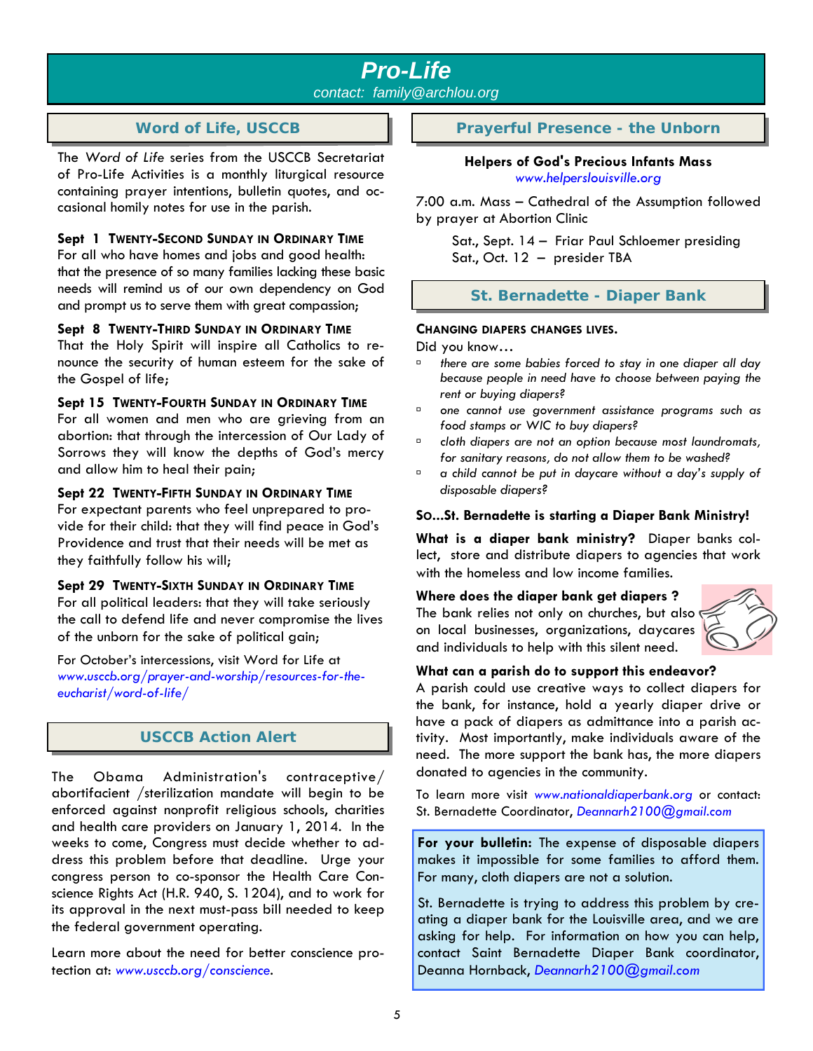# Pro-Life

contact: family@archlou.org

## Word of Life, USCCB

The *Word of Life* series from the USCCB Secretariat of Pro-Life Activities is a monthly liturgical resource containing prayer intentions, bulletin quotes, and occasional homily notes for use in the parish.

**Sept 1 TWENTY-SECOND SUNDAY IN ORDINARY TIME**
For all who have homes and jobs and good health: that the presence of so many families lacking these basic needs will remind us of our own dependency on God and prompt us to serve them with great compassion;

**Sept 8 TWENTY-THIRD SUNDAY IN ORDINARY TIME**
That the Holy Spirit will inspire all Catholics to renounce the security of human esteem for the sake of the Gospel of life;

**Sept 15 TWENTY-FOURTH SUNDAY IN ORDINARY TIME**
For all women and men who are grieving from an abortion: that through the intercession of Our Lady of Sorrows they will know the depths of God's mercy and allow him to heal their pain;

**Sept 22 TWENTY-FIFTH SUNDAY IN ORDINARY TIME**
For expectant parents who feel unprepared to provide for their child: that they will find peace in God's Providence and trust that their needs will be met as they faithfully follow his will;

**Sept 29 TWENTY-SIXTH SUNDAY IN ORDINARY TIME**
For all political leaders: that they will take seriously the call to defend life and never compromise the lives of the unborn for the sake of political gain;

For October's intercessions, visit Word for Life at *www.usccb.org/prayer-and-worship/resources-for-the-eucharist/word-of-life/*

## USCCB Action Alert

The Obama Administration's contraceptive/abortifacient /sterilization mandate will begin to be enforced against nonprofit religious schools, charities and health care providers on January 1, 2014. In the weeks to come, Congress must decide whether to address this problem before that deadline. Urge your congress person to co-sponsor the Health Care Conscience Rights Act (H.R. 940, S. 1204), and to work for its approval in the next must-pass bill needed to keep the federal government operating.

Learn more about the need for better conscience protection at: *www.usccb.org/conscience*.

## Prayerful Presence - the Unborn

**Helpers of God's Precious Infants Mass**
*www.helperslouisville.org*

7:00 a.m. Mass – Cathedral of the Assumption followed by prayer at Abortion Clinic

Sat., Sept. 14 – Friar Paul Schloemer presiding
Sat., Oct. 12 – presider TBA

## St. Bernadette - Diaper Bank

**CHANGING DIAPERS CHANGES LIVES.**

Did you know…

- *there are some babies forced to stay in one diaper all day because people in need have to choose between paying the rent or buying diapers?*
- *one cannot use government assistance programs such as food stamps or WIC to buy diapers?*
- *cloth diapers are not an option because most laundromats, for sanitary reasons, do not allow them to be washed?*
- *a child cannot be put in daycare without a day's supply of disposable diapers?*

**SO...St. Bernadette is starting a Diaper Bank Ministry!**

**What is a diaper bank ministry?** Diaper banks collect, store and distribute diapers to agencies that work with the homeless and low income families.

**Where does the diaper bank get diapers ?**
The bank relies not only on churches, but also on local businesses, organizations, daycares and individuals to help with this silent need.

**What can a parish do to support this endeavor?**
A parish could use creative ways to collect diapers for the bank, for instance, hold a yearly diaper drive or have a pack of diapers as admittance into a parish activity. Most importantly, make individuals aware of the need. The more support the bank has, the more diapers donated to agencies in the community.

To learn more visit *www.nationaldiaperbank.org* or contact: St. Bernadette Coordinator, *Deannarh2100@gmail.com*

**For your bulletin:** The expense of disposable diapers makes it impossible for some families to afford them. For many, cloth diapers are not a solution.

St. Bernadette is trying to address this problem by creating a diaper bank for the Louisville area, and we are asking for help. For information on how you can help, contact Saint Bernadette Diaper Bank coordinator, Deanna Hornback, *Deannarh2100@gmail.com*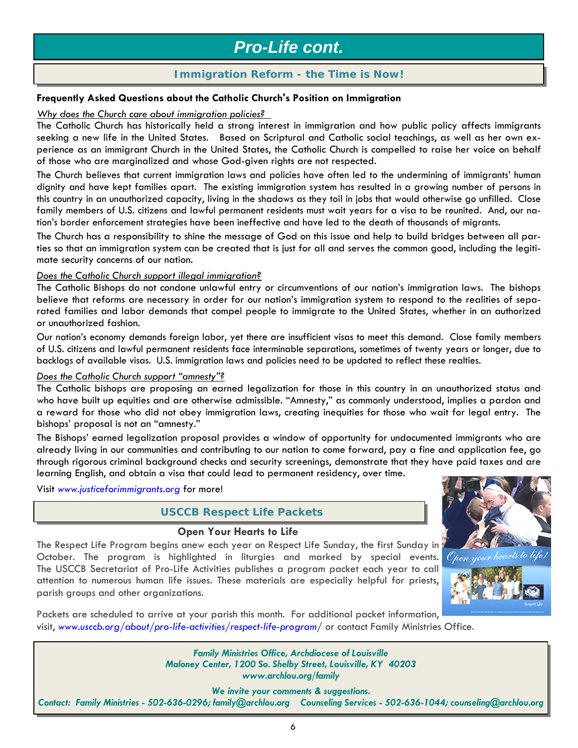# Pro-Life cont.

## Immigration Reform - the Time is Now!

**Frequently Asked Questions about the Catholic Church's Position on Immigration**

*Why does the Church care about immigration policies?*

The Catholic Church has historically held a strong interest in immigration and how public policy affects immigrants seeking a new life in the United States. Based on Scriptural and Catholic social teachings, as well as her own experience as an immigrant Church in the United States, the Catholic Church is compelled to raise her voice on behalf of those who are marginalized and whose God-given rights are not respected.

The Church believes that current immigration laws and policies have often led to the undermining of immigrants' human dignity and have kept families apart. The existing immigration system has resulted in a growing number of persons in this country in an unauthorized capacity, living in the shadows as they toil in jobs that would otherwise go unfilled. Close family members of U.S. citizens and lawful permanent residents must wait years for a visa to be reunited. And, our nation's border enforcement strategies have been ineffective and have led to the death of thousands of migrants.

The Church has a responsibility to shine the message of God on this issue and help to build bridges between all parties so that an immigration system can be created that is just for all and serves the common good, including the legitimate security concerns of our nation.

*Does the Catholic Church support illegal immigration?*

The Catholic Bishops do not condone unlawful entry or circumventions of our nation's immigration laws. The bishops believe that reforms are necessary in order for our nation's immigration system to respond to the realities of separated families and labor demands that compel people to immigrate to the United States, whether in an authorized or unauthorized fashion.

Our nation's economy demands foreign labor, yet there are insufficient visas to meet this demand. Close family members of U.S. citizens and lawful permanent residents face interminable separations, sometimes of twenty years or longer, due to backlogs of available visas. U.S. immigration laws and policies need to be updated to reflect these realties.

*Does the Catholic Church support "amnesty"?*

The Catholic bishops are proposing an earned legalization for those in this country in an unauthorized status and who have built up equities and are otherwise admissible. "Amnesty," as commonly understood, implies a pardon and a reward for those who did not obey immigration laws, creating inequities for those who wait for legal entry. The bishops' proposal is not an "amnesty."

The Bishops' earned legalization proposal provides a window of opportunity for undocumented immigrants who are already living in our communities and contributing to our nation to come forward, pay a fine and application fee, go through rigorous criminal background checks and security screenings, demonstrate that they have paid taxes and are learning English, and obtain a visa that could lead to permanent residency, over time.

Visit *www.justiceforimmigrants.org* for more!

## USCCB Respect Life Packets

### Open Your Hearts to Life

The Respect Life Program begins anew each year on Respect Life Sunday, the first Sunday in October. The program is highlighted in liturgies and marked by special events. The USCCB Secretariat of Pro-Life Activities publishes a program packet each year to call attention to numerous human life issues. These materials are especially helpful for priests, parish groups and other organizations.

Packets are scheduled to arrive at your parish this month. For additional packet information, visit, *www.usccb.org/about/pro-life-activities/respect-life-program/* or contact Family Ministries Office.

***Family Ministries Office, Archdiocese of Louisville***
***Maloney Center, 1200 So. Shelby Street, Louisville, KY 40203***
***www.archlou.org/family***

***We invite your comments & suggestions.***
***Contact: Family Ministries - 502-636-0296; family@archlou.org Counseling Services - 502-636-1044; counseling@archlou.org***